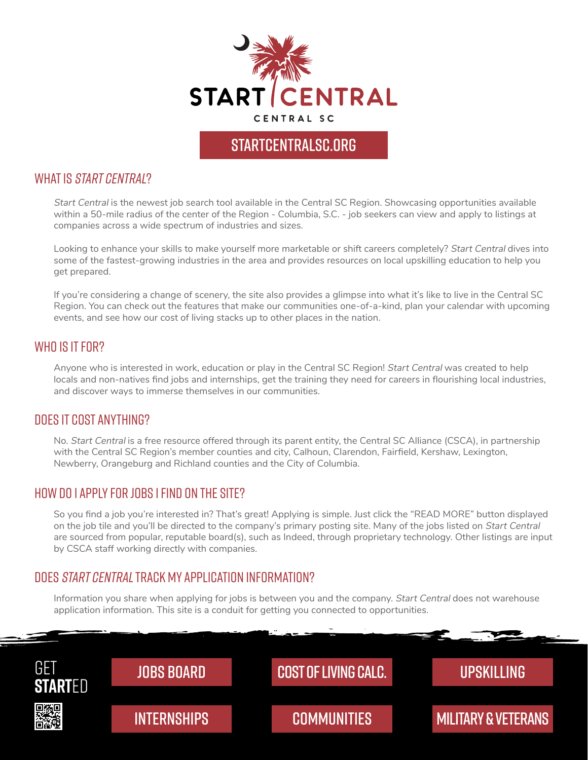# START CENTRAL

CENTRAL SC

STARTCENTRALSC.ORG

## WHAT IS *START CENTRAL*?

*Start Central* is the newest job search tool available in the Central SC Region. Showcasing opportunities available within a 50-mile radius of the center of the Region - Columbia, S.C. - job seekers can view and apply to listings at companies across a wide spectrum of industries and sizes.

Looking to enhance your skills to make yourself more marketable or shift careers completely? *Start Central* dives into some of the fastest-growing industries in the area and provides resources on local upskilling education to help you get prepared.

If you're considering a change of scenery, the site also provides a glimpse into what it's like to live in the Central SC Region. You can check out the features that make our communities one-of-a-kind, plan your calendar with upcoming events, and see how our cost of living stacks up to other places in the nation.

## WHO IS IT FOR?

Anyone who is interested in work, education or play in the Central SC Region! *Start Central* was created to help locals and non-natives find jobs and internships, get the training they need for careers in flourishing local industries, and discover ways to immerse themselves in our communities.

## DOES IT COST ANYTHING?

No. *Start Central* is a free resource offered through its parent entity, the Central SC Alliance (CSCA), in partnership with the Central SC Region's member counties and city, Calhoun, Clarendon, Fairfield, Kershaw, Lexington, Newberry, Orangeburg and Richland counties and the City of Columbia.

## HOW DO I APPLY FOR JOBS I FIND ON THE SITE?

So you find a job you're interested in? That's great! Applying is simple. Just click the "READ MORE" button displayed on the job tile and you'll be directed to the company's primary posting site. Many of the jobs listed on *Start Central* are sourced from popular, reputable board(s), such as Indeed, through proprietary technology. Other listings are input by CSCA staff working directly with companies.

## DOES *START CENTRAL* TRACK MY APPLICATION INFORMATION?

Information you share when applying for jobs is between you and the company. *Start Central* does not warehouse application information. This site is a conduit for getting you connected to opportunities.

GET **START**ED

- JOBS BOARD
- COST OF LIVING CALC.
- UPSKILLING
- INTERNSHIPS
- COMMUNITIES
- MILITARY & VETERANS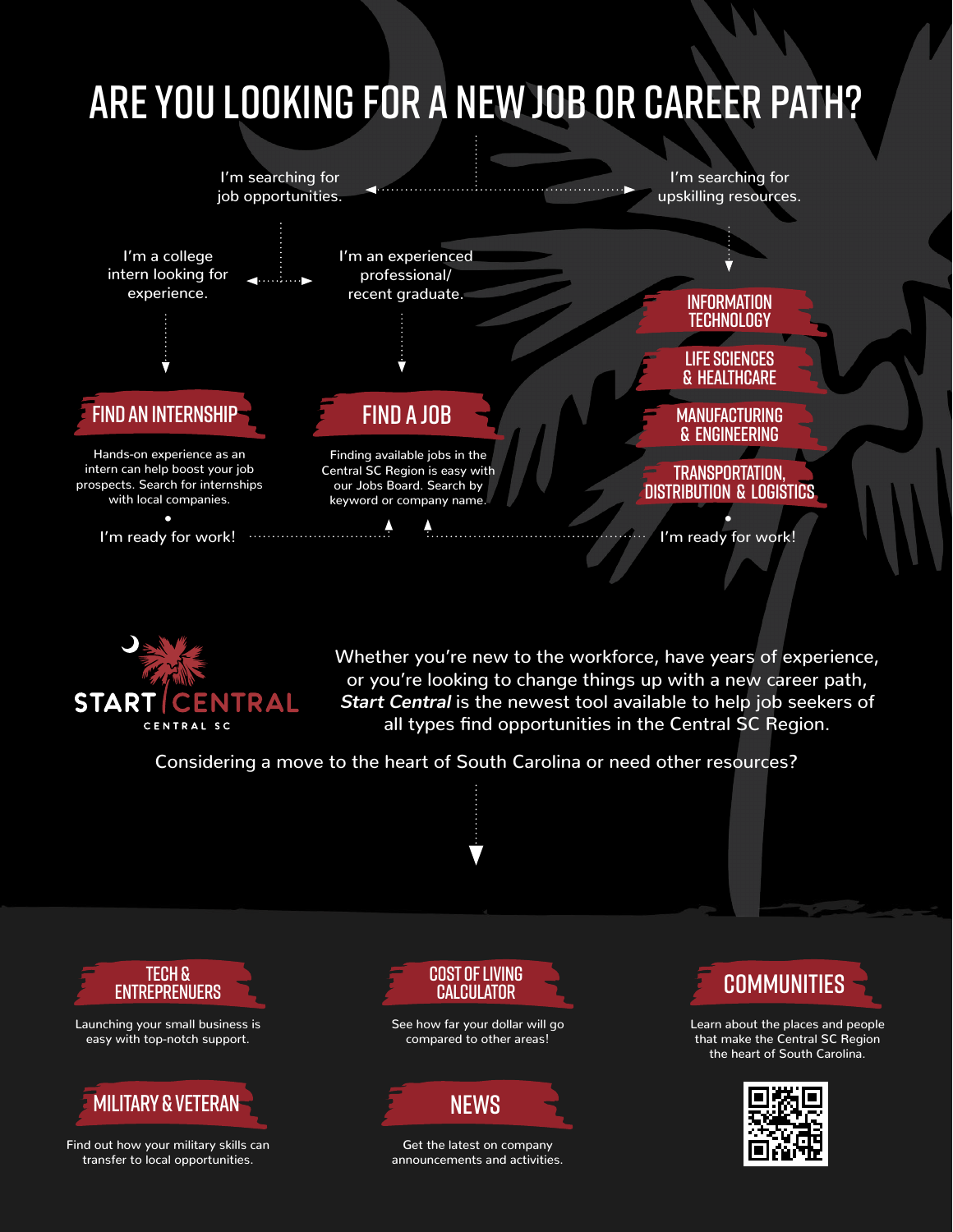# ARE YOU LOOKING FOR A NEW JOB OR CAREER PATH?

I'm searching for job opportunities.

I'm searching for upskilling resources.

I'm a college intern looking for experience.

I'm an experienced professional/ recent graduate.

## FIND AN INTERNSHIP

Hands-on experience as an intern can help boost your job prospects. Search for internships with local companies.

I'm ready for work!

## FIND A JOB

Finding available jobs in the Central SC Region is easy with our Jobs Board. Search by keyword or company name.

## INFORMATION TECHNOLOGY

## LIFE SCIENCES & HEALTHCARE

## MANUFACTURING & ENGINEERING

## TRANSPORTATION, DISTRIBUTION & LOGISTICS

I'm ready for work!

START CENTRAL
CENTRAL SC

Whether you're new to the workforce, have years of experience, or you're looking to change things up with a new career path, ***Start Central*** is the newest tool available to help job seekers of all types find opportunities in the Central SC Region.

Considering a move to the heart of South Carolina or need other resources?

## TECH & ENTREPRENEURS

Launching your small business is easy with top-notch support.

## MILITARY & VETERAN

Find out how your military skills can transfer to local opportunities.

## COST OF LIVING CALCULATOR

See how far your dollar will go compared to other areas!

## NEWS

Get the latest on company announcements and activities.

## COMMUNITIES

Learn about the places and people that make the Central SC Region the heart of South Carolina.